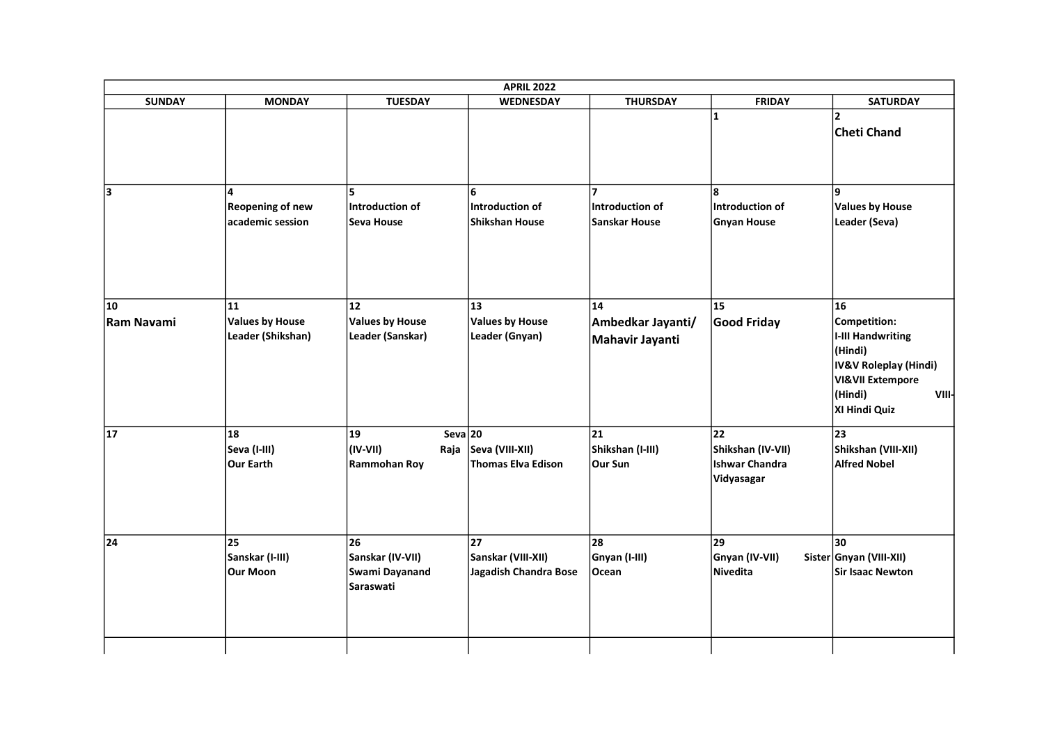| APRIL 2022 | | | | | | |
|---|---|---|---|---|---|---|
| SUNDAY | MONDAY | TUESDAY | WEDNESDAY | THURSDAY | FRIDAY | SATURDAY |
| | | | | | 1 | 2 **Cheti Chand** |
| 3 | 4 **Reopening of new academic session** | 5 **Introduction of Seva House** | 6 **Introduction of Shikshan House** | 7 **Introduction of Sanskar House** | 8 **Introduction of Gnyan House** | 9 **Values by House Leader (Seva)** |
| 10 **Ram Navami** | 11 **Values by House Leader (Shikshan)** | 12 **Values by House Leader (Sanskar)** | 13 **Values by House Leader (Gnyan)** | 14 **Ambedkar Jayanti/ Mahavir Jayanti** | 15 **Good Friday** | 16 **Competition: I-III Handwriting (Hindi) IV&V Roleplay (Hindi) VI&VII Extempore (Hindi) VIII-XI Hindi Quiz** |
| 17 | 18 **Seva (I-III) Our Earth** | 19 **Seva (IV-VII) Raja Rammohan Roy** | 20 **Seva (VIII-XII) Thomas Elva Edison** | 21 **Shikshan (I-III) Our Sun** | 22 **Shikshan (IV-VII) Ishwar Chandra Vidyasagar** | 23 **Shikshan (VIII-XII) Alfred Nobel** |
| 24 | 25 **Sanskar (I-III) Our Moon** | 26 **Sanskar (IV-VII) Swami Dayanand Saraswati** | 27 **Sanskar (VIII-XII) Jagadish Chandra Bose** | 28 **Gnyan (I-III) Ocean** | 29 **Gnyan (IV-VII) Sister Nivedita** | 30 **Gnyan (VIII-XII) Sir Isaac Newton** |
| | | | | | | |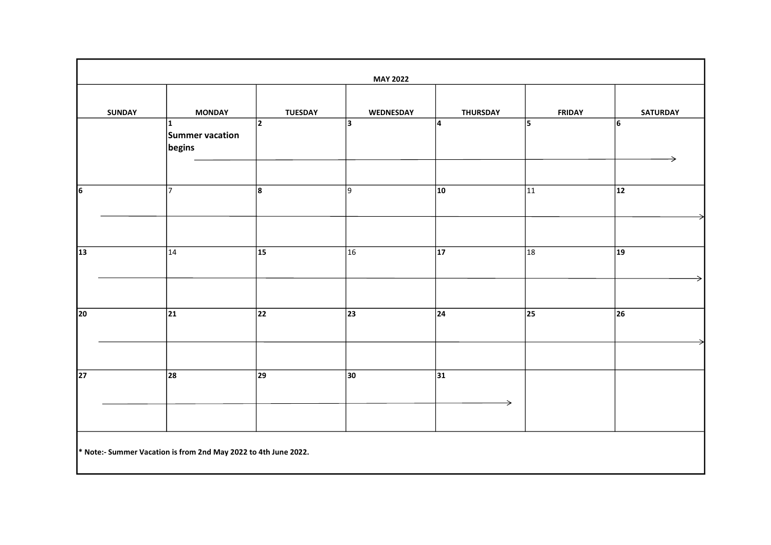# MAY 2022

| SUNDAY | MONDAY | TUESDAY | WEDNESDAY | THURSDAY | FRIDAY | SATURDAY |
|---|---|---|---|---|---|---|
| | 1 **Summer vacation begins** | 2 | 3 | 4 | 5 | 6 |
| 6 | 7 | 8 | 9 | 10 | 11 | 12 |
| 13 | 14 | 15 | 16 | 17 | 18 | 19 |
| 20 | 21 | 22 | 23 | 24 | 25 | 26 |
| 27 | 28 | 29 | 30 | 31 | | |

**\* Note:- Summer Vacation is from 2nd May 2022 to 4th June 2022.**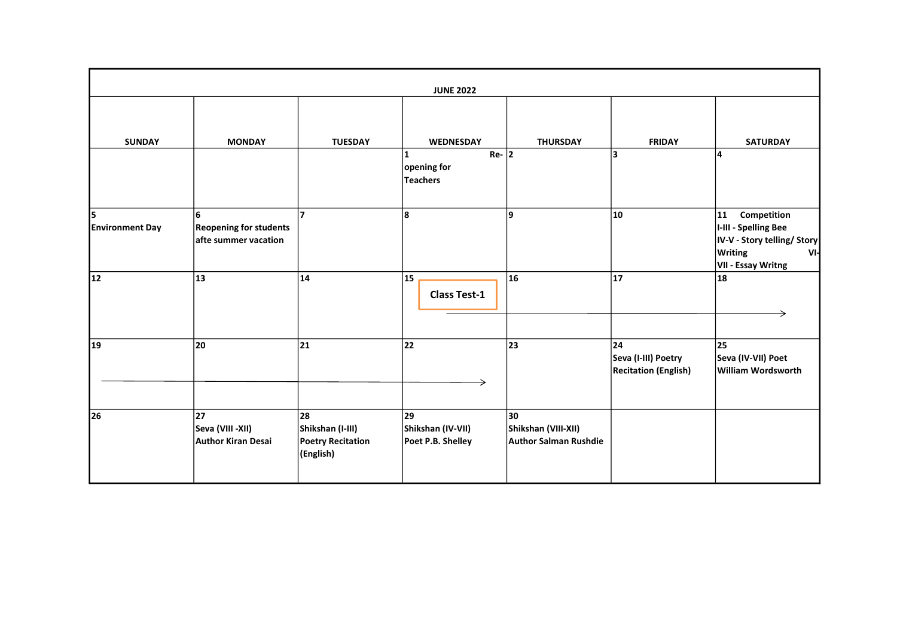## JUNE 2022

| SUNDAY | MONDAY | TUESDAY | WEDNESDAY | THURSDAY | FRIDAY | SATURDAY |
| --- | --- | --- | --- | --- | --- | --- |
| | | | 1 Re-opening for Teachers | 2 | 3 | 4 |
| 5 Environment Day | 6 Reopening for students afte summer vacation | 7 | 8 | 9 | 10 | 11 Competition I-III - Spelling Bee IV-V - Story telling/ Story Writing VI-VII - Essay Writng |
| 12 | 13 | 14 | 15 Class Test-1 → | 16 → | 17 → | 18 → |
| 19 → | 20 → | 21 → | 22 → | 23 | 24 Seva (I-III) Poetry Recitation (English) | 25 Seva (IV-VII) Poet William Wordsworth |
| 26 | 27 Seva (VIII -XII) Author Kiran Desai | 28 Shikshan (I-III) Poetry Recitation (English) | 29 Shikshan (IV-VII) Poet P.B. Shelley | 30 Shikshan (VIII-XII) Author Salman Rushdie | | |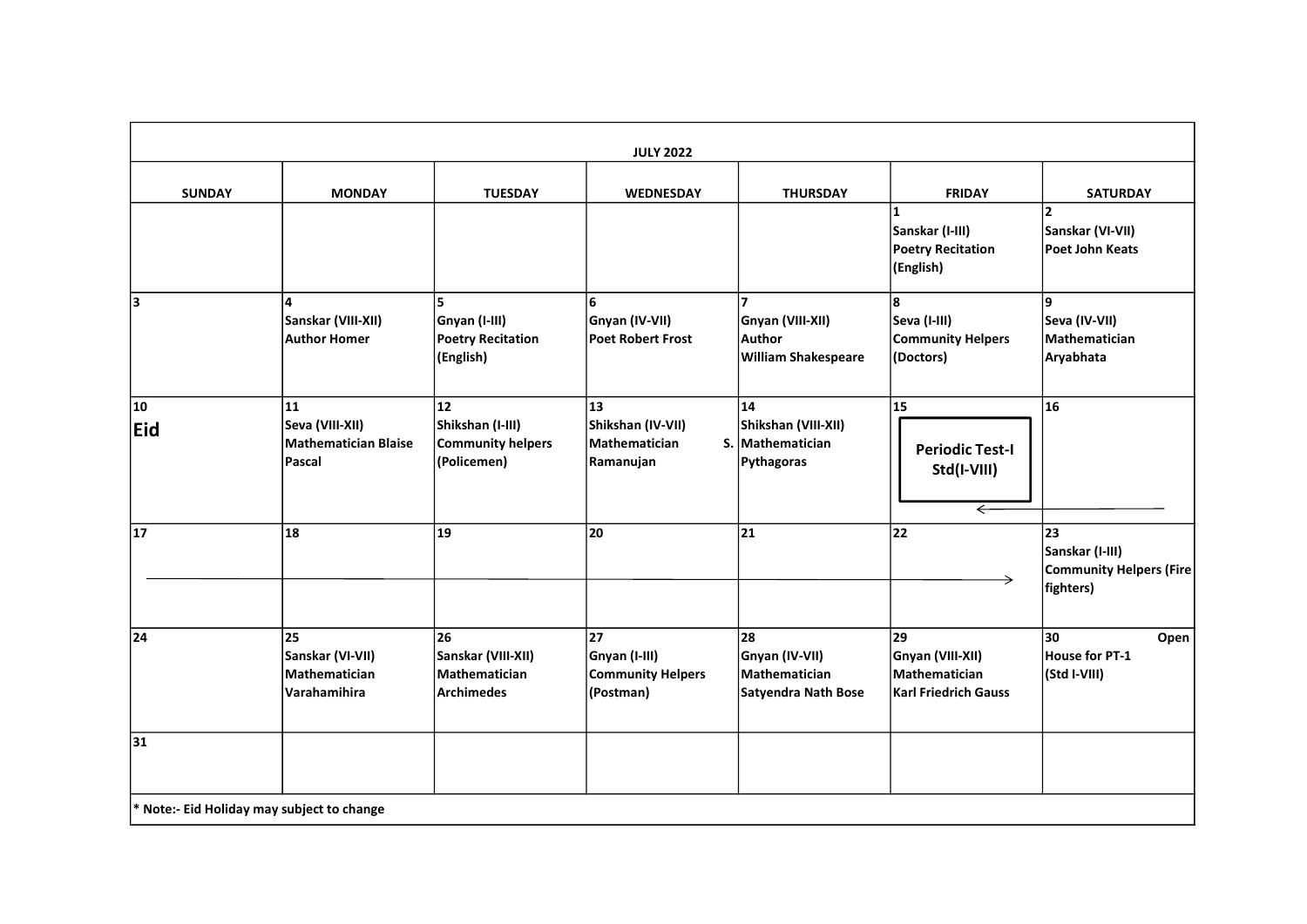| JULY 2022 | | | | | | |
|---|---|---|---|---|---|---|
| **SUNDAY** | **MONDAY** | **TUESDAY** | **WEDNESDAY** | **THURSDAY** | **FRIDAY** | **SATURDAY** |
| | | | | | 1<br>Sanskar (I-III)<br>Poetry Recitation (English) | 2<br>Sanskar (VI-VII)<br>Poet John Keats |
| 3 | 4<br>Sanskar (VIII-XII)<br>Author Homer | 5<br>Gnyan (I-III)<br>Poetry Recitation (English) | 6<br>Gnyan (IV-VII)<br>Poet Robert Frost | 7<br>Gnyan (VIII-XII)<br>Author William Shakespeare | 8<br>Seva (I-III)<br>Community Helpers (Doctors) | 9<br>Seva (IV-VII)<br>Mathematician Aryabhata |
| 10<br>**Eid** | 11<br>Seva (VIII-XII)<br>Mathematician Blaise Pascal | 12<br>Shikshan (I-III)<br>Community helpers (Policemen) | 13<br>Shikshan (IV-VII)<br>Mathematician S. Ramanujan | 14<br>Shikshan (VIII-XII)<br>Mathematician Pythagoras | 15<br>**Periodic Test-I Std(I-VIII)** | 16 |
| 17 | 18 | 19 | 20 | 21 | 22 | 23<br>Sanskar (I-III)<br>Community Helpers (Fire fighters) |
| 24 | 25<br>Sanskar (VI-VII)<br>Mathematician Varahamihira | 26<br>Sanskar (VIII-XII)<br>Mathematician Archimedes | 27<br>Gnyan (I-III)<br>Community Helpers (Postman) | 28<br>Gnyan (IV-VII)<br>Mathematician Satyendra Nath Bose | 29<br>Gnyan (VIII-XII)<br>Mathematician Karl Friedrich Gauss | 30<br>Open House for PT-1 (Std I-VIII) |
| 31 | | | | | | |

* Note:- Eid Holiday may subject to change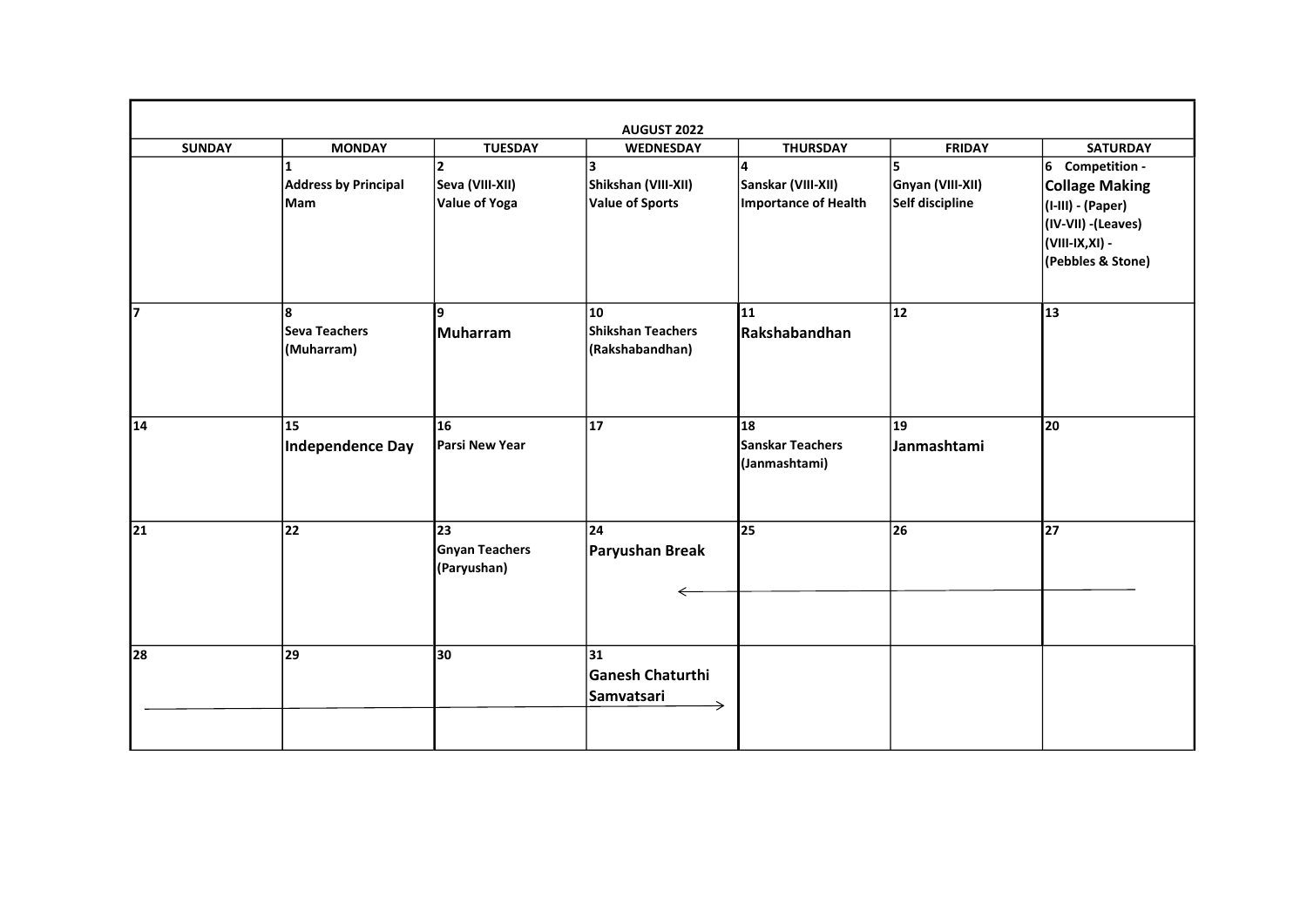| AUGUST 2022 | | | | | | |
|---|---|---|---|---|---|---|
| SUNDAY | MONDAY | TUESDAY | WEDNESDAY | THURSDAY | FRIDAY | SATURDAY |
| | 1<br>Address by Principal Mam | 2<br>Seva (VIII-XII)<br>Value of Yoga | 3<br>Shikshan (VIII-XII)<br>Value of Sports | 4<br>Sanskar (VIII-XII)<br>Importance of Health | 5<br>Gnyan (VIII-XII)<br>Self discipline | 6 Competition -<br>**Collage Making**<br>(I-III) - (Paper)<br>(IV-VII) -(Leaves)<br>(VIII-IX,XI) -<br>(Pebbles & Stone) |
| 7 | 8<br>Seva Teachers<br>(Muharram) | 9<br>**Muharram** | 10<br>Shikshan Teachers<br>(Rakshabandhan) | 11<br>**Rakshabandhan** | 12 | 13 |
| 14 | 15<br>**Independence Day** | 16<br>Parsi New Year | 17 | 18<br>Sanskar Teachers<br>(Janmashtami) | 19<br>**Janmashtami** | 20 |
| 21 | 22 | 23<br>Gnyan Teachers<br>(Paryushan) | 24<br>**Paryushan Break** ← | 25 ← | 26 ← | 27 ← |
| 28 → | 29 → | 30 → | 31<br>**Ganesh Chaturthi**<br>**Samvatsari** → | | | |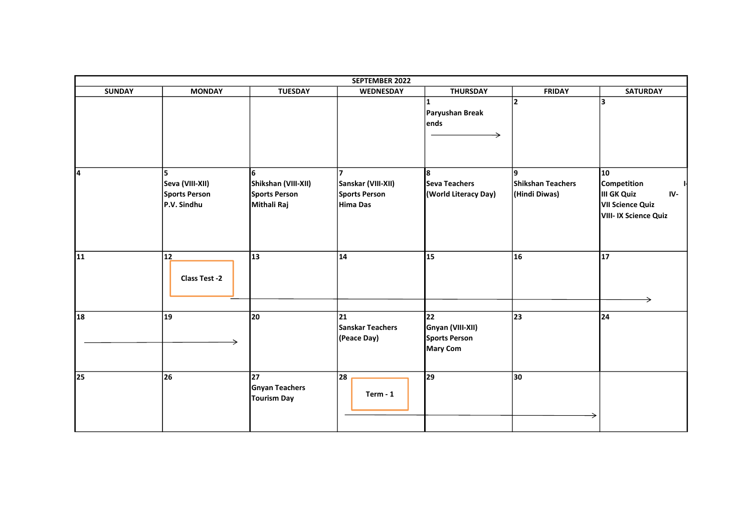| SEPTEMBER 2022 | | | | | | |
|---|---|---|---|---|---|---|
| SUNDAY | MONDAY | TUESDAY | WEDNESDAY | THURSDAY | FRIDAY | SATURDAY |
| | | | | 1 Paryushan Break ends → | 2 | 3 |
| 4 | 5 Seva (VIII-XII) Sports Person P.V. Sindhu | 6 Shikshan (VIII-XII) Sports Person Mithali Raj | 7 Sanskar (VIII-XII) Sports Person Hima Das | 8 Seva Teachers (World Literacy Day) | 9 Shikshan Teachers (Hindi Diwas) | 10 Competition I-III GK Quiz IV-VII Science Quiz VIII- IX Science Quiz |
| 11 | 12 Class Test -2 → | 13 | 14 | 15 | 16 | 17 |
| 18 → | 19 | 20 | 21 Sanskar Teachers (Peace Day) | 22 Gnyan (VIII-XII) Sports Person Mary Com | 23 | 24 |
| 25 | 26 | 27 Gnyan Teachers Tourism Day | 28 Term - 1 → | 29 | 30 | |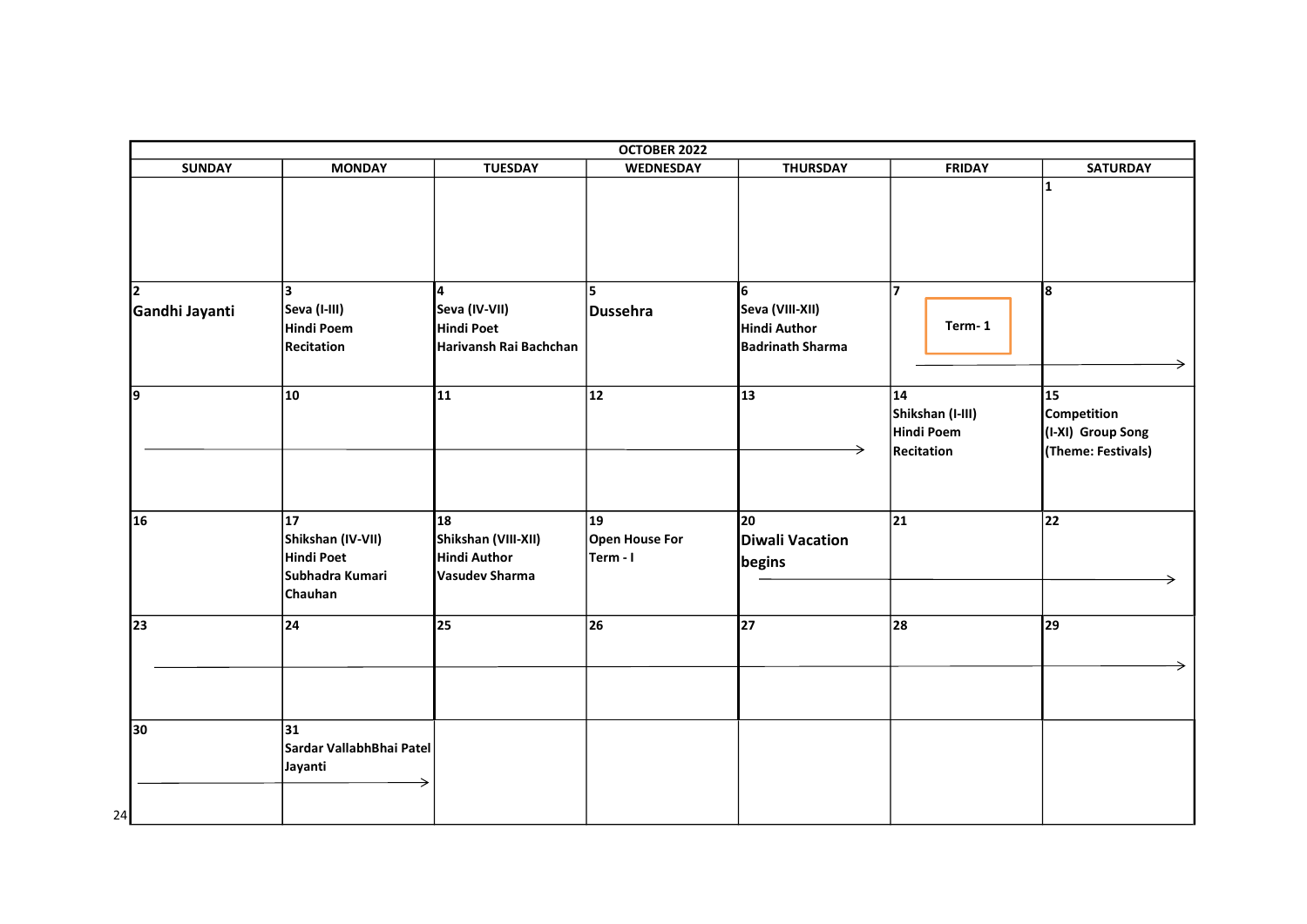| OCTOBER 2022 | | | | | | |
|---|---|---|---|---|---|---|
| **SUNDAY** | **MONDAY** | **TUESDAY** | **WEDNESDAY** | **THURSDAY** | **FRIDAY** | **SATURDAY** |
| | | | | | | 1 |
| 2<br>**Gandhi Jayanti** | 3<br>Seva (I-III)<br>Hindi Poem<br>Recitation | 4<br>Seva (IV-VII)<br>Hindi Poet<br>Harivansh Rai Bachchan | 5<br>**Dussehra** | 6<br>Seva (VIII-XII)<br>Hindi Author<br>Badrinath Sharma | 7<br>Term- 1 → | 8<br>→ |
| 9<br>→ | 10<br>→ | 11<br>→ | 12<br>→ | 13<br>→ | 14<br>Shikshan (I-III)<br>Hindi Poem<br>Recitation | 15<br>Competition<br>(I-XI) Group Song<br>(Theme: Festivals) |
| 16 | 17<br>Shikshan (IV-VII)<br>Hindi Poet<br>Subhadra Kumari Chauhan | 18<br>Shikshan (VIII-XII)<br>Hindi Author<br>Vasudev Sharma | 19<br>Open House For Term - I | 20<br>**Diwali Vacation begins** → | 21<br>→ | 22<br>→ |
| 23<br>→ | 24<br>→ | 25<br>→ | 26<br>→ | 27<br>→ | 28<br>→ | 29<br>→ |
| 30<br>→ | 31<br>Sardar VallabhBhai Patel Jayanti → | | | | | |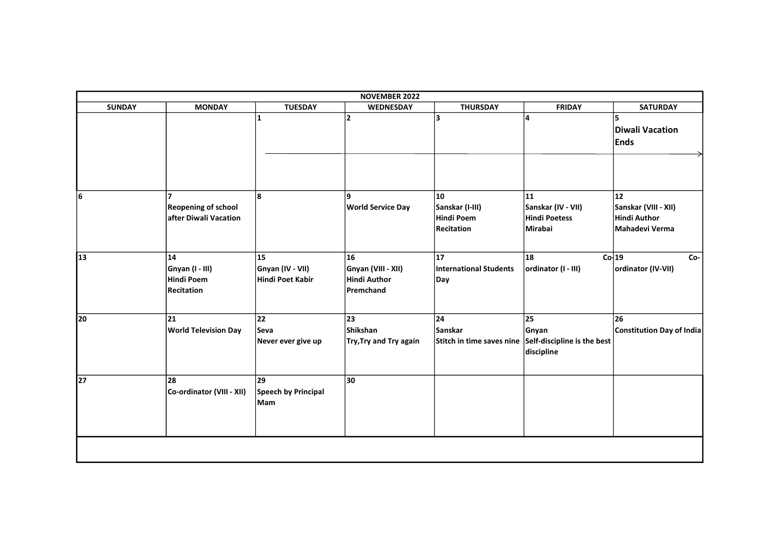| NOVEMBER 2022 | | | | | | |
|---|---|---|---|---|---|---|
| **SUNDAY** | **MONDAY** | **TUESDAY** | **WEDNESDAY** | **THURSDAY** | **FRIDAY** | **SATURDAY** |
| | | 1 | 2 | 3 | 4 | 5<br>**Diwali Vacation Ends** |
| 6 | 7<br>**Reopening of school after Diwali Vacation** | 8 | 9<br>**World Service Day** | 10<br>**Sanskar (I-III)<br>Hindi Poem Recitation** | 11<br>**Sanskar (IV - VII)<br>Hindi Poetess Mirabai** | 12<br>**Sanskar (VIII - XII)<br>Hindi Author Mahadevi Verma** |
| 13 | 14<br>**Gnyan (I - III)<br>Hindi Poem Recitation** | 15<br>**Gnyan (IV - VII)<br>Hindi Poet Kabir** | 16<br>**Gnyan (VIII - XII)<br>Hindi Author Premchand** | 17<br>**International Students Day** | 18<br>**Co-ordinator (I - III)** | 19<br>**Co-ordinator (IV-VII)** |
| 20 | 21<br>**World Television Day** | 22<br>**Seva<br>Never ever give up** | 23<br>**Shikshan<br>Try,Try and Try again** | 24<br>**Sanskar<br>Stitch in time saves nine** | 25<br>**Gnyan<br>Self-discipline is the best discipline** | 26<br>**Constitution Day of India** |
| 27 | 28<br>**Co-ordinator (VIII - XII)** | 29<br>**Speech by Principal Mam** | 30 | | | |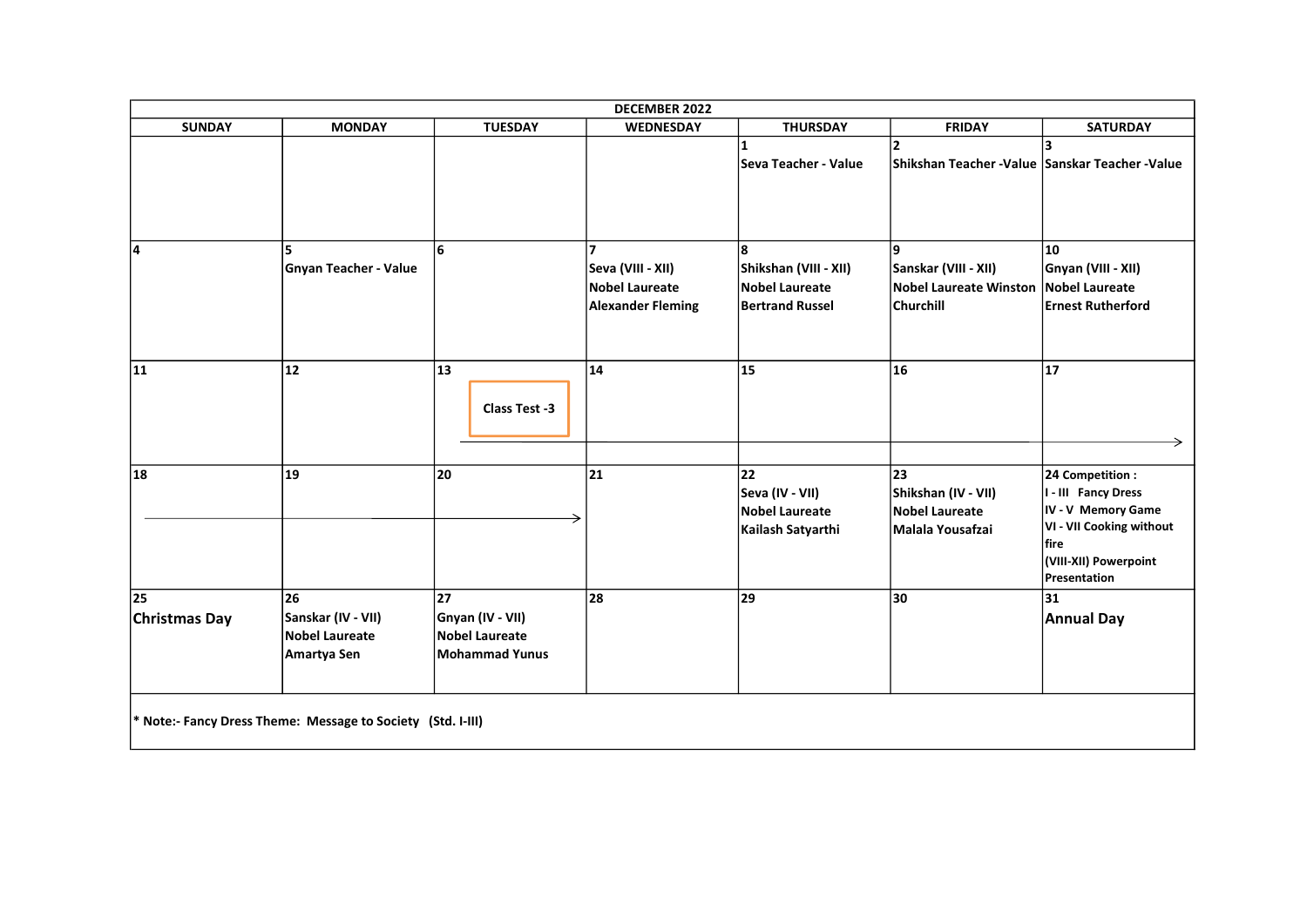| DECEMBER 2022 | | | | | | |
|---|---|---|---|---|---|---|
| **SUNDAY** | **MONDAY** | **TUESDAY** | **WEDNESDAY** | **THURSDAY** | **FRIDAY** | **SATURDAY** |
| | | | | 1<br>Seva Teacher - Value | 2<br>Shikshan Teacher -Value | 3<br>Sanskar Teacher -Value |
| 4 | 5<br>Gnyan Teacher - Value | 6 | 7<br>Seva (VIII - XII)<br>Nobel Laureate<br>Alexander Fleming | 8<br>Shikshan (VIII - XII)<br>Nobel Laureate<br>Bertrand Russel | 9<br>Sanskar (VIII - XII)<br>Nobel Laureate Winston Churchill | 10<br>Gnyan (VIII - XII)<br>Nobel Laureate<br>Ernest Rutherford |
| 11 | 12 | 13<br>Class Test -3 → | 14 → | 15 → | 16 → | 17 → |
| 18 → | 19 → | 20 → | 21 | 22<br>Seva (IV - VII)<br>Nobel Laureate<br>Kailash Satyarthi | 23<br>Shikshan (IV - VII)<br>Nobel Laureate<br>Malala Yousafzai | 24 Competition :<br>I - III Fancy Dress<br>IV - V Memory Game<br>VI - VII Cooking without fire<br>(VIII-XII) Powerpoint Presentation |
| 25<br>Christmas Day | 26<br>Sanskar (IV - VII)<br>Nobel Laureate<br>Amartya Sen | 27<br>Gnyan (IV - VII)<br>Nobel Laureate<br>Mohammad Yunus | 28 | 29 | 30 | 31<br>Annual Day |

* Note:- Fancy Dress Theme: Message to Society (Std. I-III)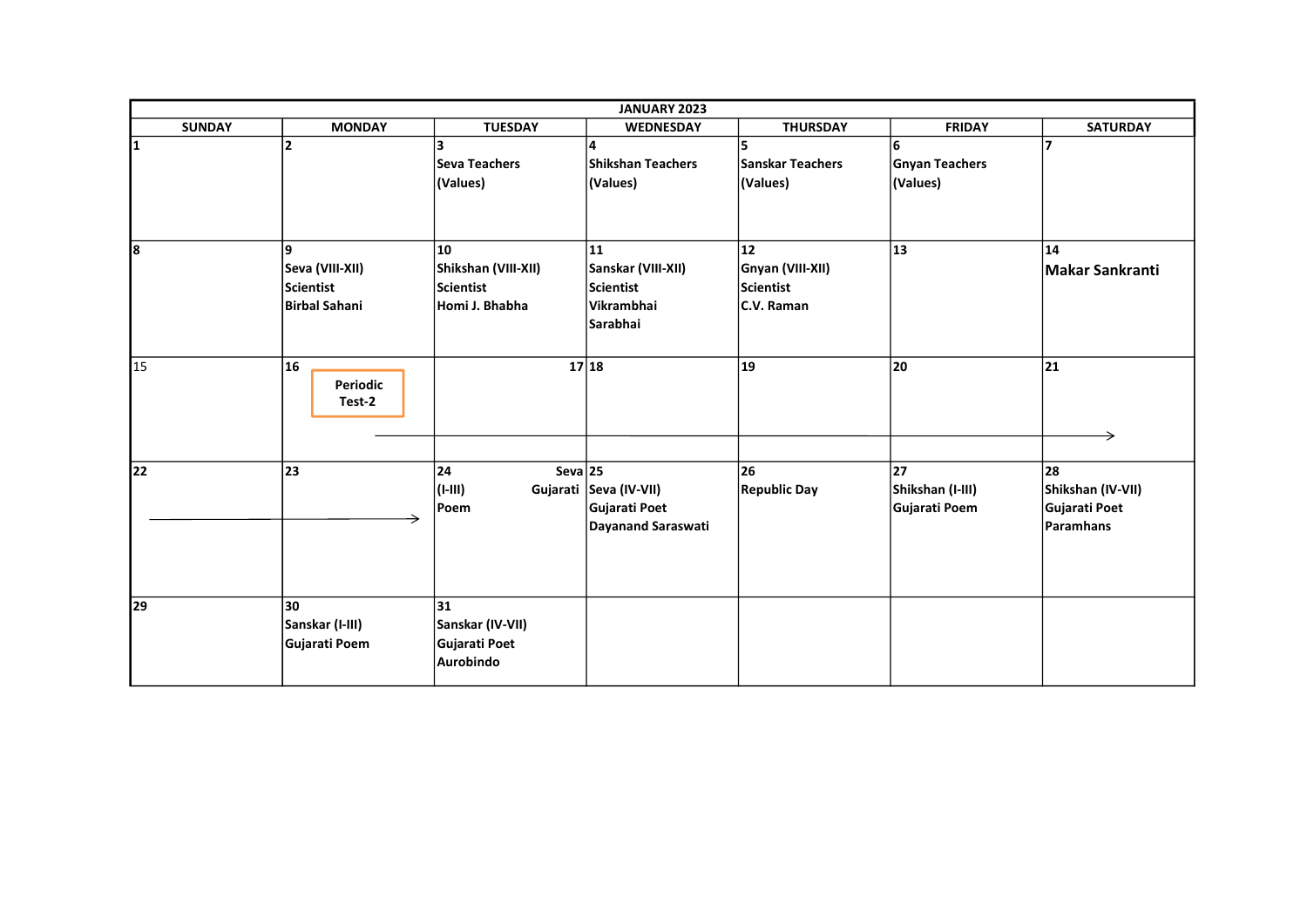| JANUARY 2023 | | | | | | |
|---|---|---|---|---|---|---|
| **SUNDAY** | **MONDAY** | **TUESDAY** | **WEDNESDAY** | **THURSDAY** | **FRIDAY** | **SATURDAY** |
| 1 | 2 | 3 Seva Teachers (Values) | 4 Shikshan Teachers (Values) | 5 Sanskar Teachers (Values) | 6 Gnyan Teachers (Values) | 7 |
| 8 | 9 Seva (VIII-XII) Scientist Birbal Sahani | 10 Shikshan (VIII-XII) Scientist Homi J. Bhabha | 11 Sanskar (VIII-XII) Scientist Vikrambhai Sarabhai | 12 Gnyan (VIII-XII) Scientist C.V. Raman | 13 | 14 Makar Sankranti |
| 15 | 16 Periodic Test-2 → | 17 → | 18 → | 19 → | 20 → | 21 → |
| 22 → | 23 → | 24 Seva (I-III) Gujarati Poem | 25 Seva (IV-VII) Gujarati Poet Dayanand Saraswati | 26 Republic Day | 27 Shikshan (I-III) Gujarati Poem | 28 Shikshan (IV-VII) Gujarati Poet Paramhans |
| 29 | 30 Sanskar (I-III) Gujarati Poem | 31 Sanskar (IV-VII) Gujarati Poet Aurobindo | | | | |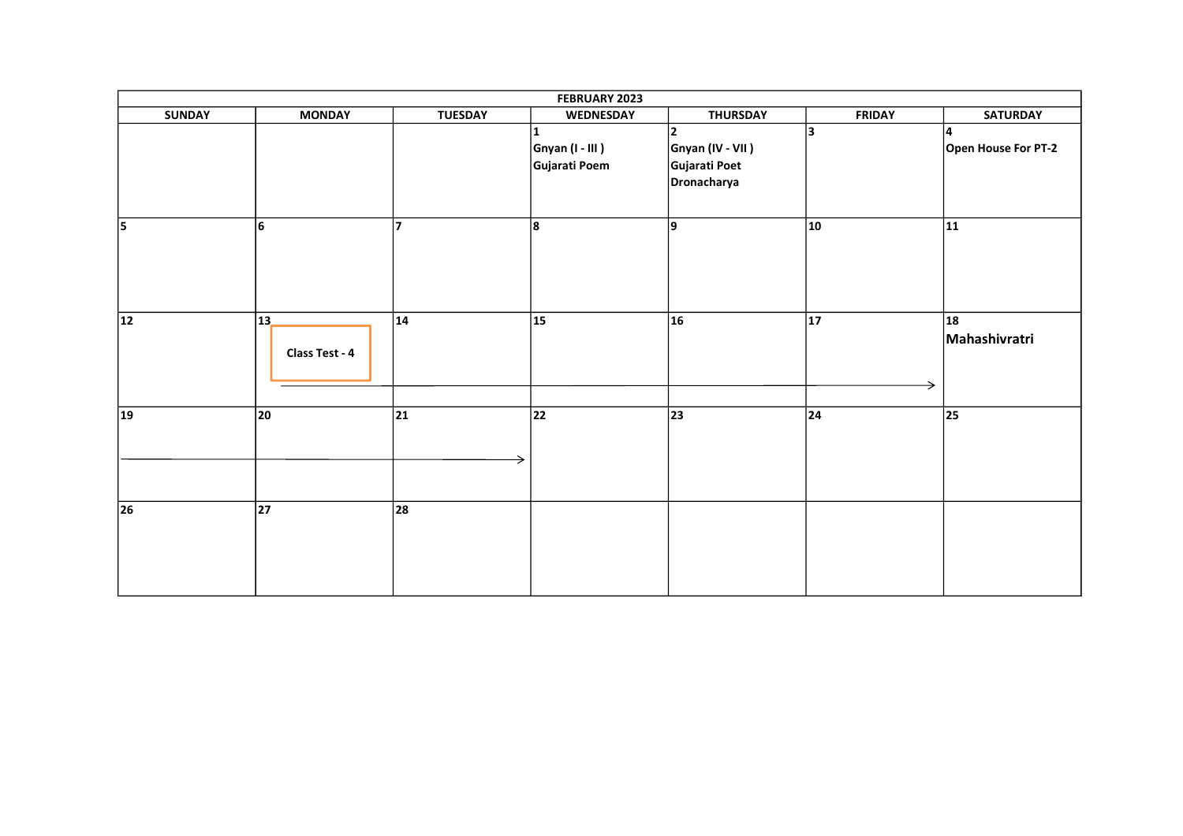| FEBRUARY 2023 | | | | | | |
|---|---|---|---|---|---|---|
| SUNDAY | MONDAY | TUESDAY | WEDNESDAY | THURSDAY | FRIDAY | SATURDAY |
| | | | 1<br>Gnyan (I - III )<br>Gujarati Poem | 2<br>Gnyan (IV - VII )<br>Gujarati Poet<br>Dronacharya | 3 | 4<br>Open House For PT-2 |
| 5 | 6 | 7 | 8 | 9 | 10 | 11 |
| 12 | 13<br>Class Test - 4 → | 14 → | 15 → | 16 → | 17 → | 18<br>Mahashivratri |
| 19 → | 20 → | 21 → | 22 | 23 | 24 | 25 |
| 26 | 27 | 28 | | | | |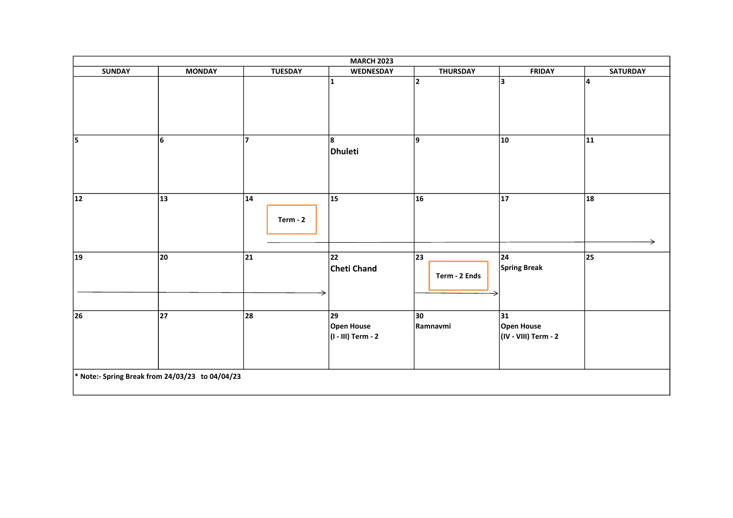| MARCH 2023 | | | | | | |
|---|---|---|---|---|---|---|
| SUNDAY | MONDAY | TUESDAY | WEDNESDAY | THURSDAY | FRIDAY | SATURDAY |
| | | | 1 | 2 | 3 | 4 |
| 5 | 6 | 7 | 8 Dhuleti | 9 | 10 | 11 |
| 12 | 13 | 14 Term - 2 → | 15 → | 16 → | 17 → | 18 → |
| 19 → | 20 → | 21 → | 22 Cheti Chand | 23 Term - 2 Ends → | 24 Spring Break | 25 |
| 26 | 27 | 28 | 29 Open House (I - III) Term - 2 | 30 Ramnavmi | 31 Open House (IV - VIII) Term - 2 | |

* Note:- Spring Break from 24/03/23 to 04/04/23